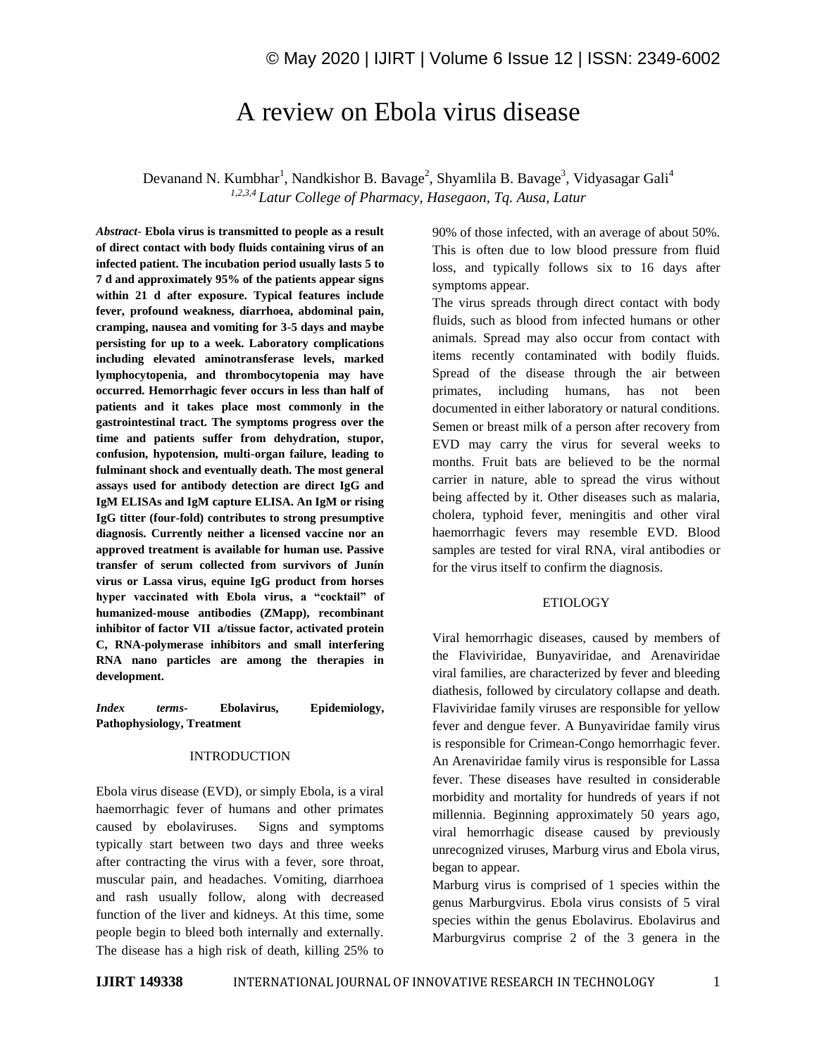# A review on Ebola virus disease

Devanand N. Kumbhar[1], Nandkishor B. Bavage[2], Shyamlila B. Bavage[3], Vidyasagar Gali[4]

*[1,2,3,4] Latur College of Pharmacy, Hasegaon, Tq. Ausa, Latur*

***Abstract-*** **Ebola virus is transmitted to people as a result of direct contact with body fluids containing virus of an infected patient. The incubation period usually lasts 5 to 7 d and approximately 95% of the patients appear signs within 21 d after exposure. Typical features include fever, profound weakness, diarrhoea, abdominal pain, cramping, nausea and vomiting for 3-5 days and maybe persisting for up to a week. Laboratory complications including elevated aminotransferase levels, marked lymphocytopenia, and thrombocytopenia may have occurred. Hemorrhagic fever occurs in less than half of patients and it takes place most commonly in the gastrointestinal tract. The symptoms progress over the time and patients suffer from dehydration, stupor, confusion, hypotension, multi-organ failure, leading to fulminant shock and eventually death. The most general assays used for antibody detection are direct IgG and IgM ELISAs and IgM capture ELISA. An IgM or rising IgG titter (four-fold) contributes to strong presumptive diagnosis. Currently neither a licensed vaccine nor an approved treatment is available for human use. Passive transfer of serum collected from survivors of Junín virus or Lassa virus, equine IgG product from horses hyper vaccinated with Ebola virus, a "cocktail" of humanized-mouse antibodies (ZMapp), recombinant inhibitor of factor VII a/tissue factor, activated protein C, RNA-polymerase inhibitors and small interfering RNA nano particles are among the therapies in development.**

***Index terms-*** **Ebolavirus, Epidemiology, Pathophysiology, Treatment**

## INTRODUCTION

Ebola virus disease (EVD), or simply Ebola, is a viral haemorrhagic fever of humans and other primates caused by ebolaviruses. Signs and symptoms typically start between two days and three weeks after contracting the virus with a fever, sore throat, muscular pain, and headaches. Vomiting, diarrhoea and rash usually follow, along with decreased function of the liver and kidneys. At this time, some people begin to bleed both internally and externally. The disease has a high risk of death, killing 25% to 90% of those infected, with an average of about 50%. This is often due to low blood pressure from fluid loss, and typically follows six to 16 days after symptoms appear.

The virus spreads through direct contact with body fluids, such as blood from infected humans or other animals. Spread may also occur from contact with items recently contaminated with bodily fluids. Spread of the disease through the air between primates, including humans, has not been documented in either laboratory or natural conditions. Semen or breast milk of a person after recovery from EVD may carry the virus for several weeks to months. Fruit bats are believed to be the normal carrier in nature, able to spread the virus without being affected by it. Other diseases such as malaria, cholera, typhoid fever, meningitis and other viral haemorrhagic fevers may resemble EVD. Blood samples are tested for viral RNA, viral antibodies or for the virus itself to confirm the diagnosis.

## ETIOLOGY

Viral hemorrhagic diseases, caused by members of the Flaviviridae, Bunyaviridae, and Arenaviridae viral families, are characterized by fever and bleeding diathesis, followed by circulatory collapse and death. Flaviviridae family viruses are responsible for yellow fever and dengue fever. A Bunyaviridae family virus is responsible for Crimean-Congo hemorrhagic fever. An Arenaviridae family virus is responsible for Lassa fever. These diseases have resulted in considerable morbidity and mortality for hundreds of years if not millennia. Beginning approximately 50 years ago, viral hemorrhagic disease caused by previously unrecognized viruses, Marburg virus and Ebola virus, began to appear.

Marburg virus is comprised of 1 species within the genus Marburgvirus. Ebola virus consists of 5 viral species within the genus Ebolavirus. Ebolavirus and Marburgvirus comprise 2 of the 3 genera in the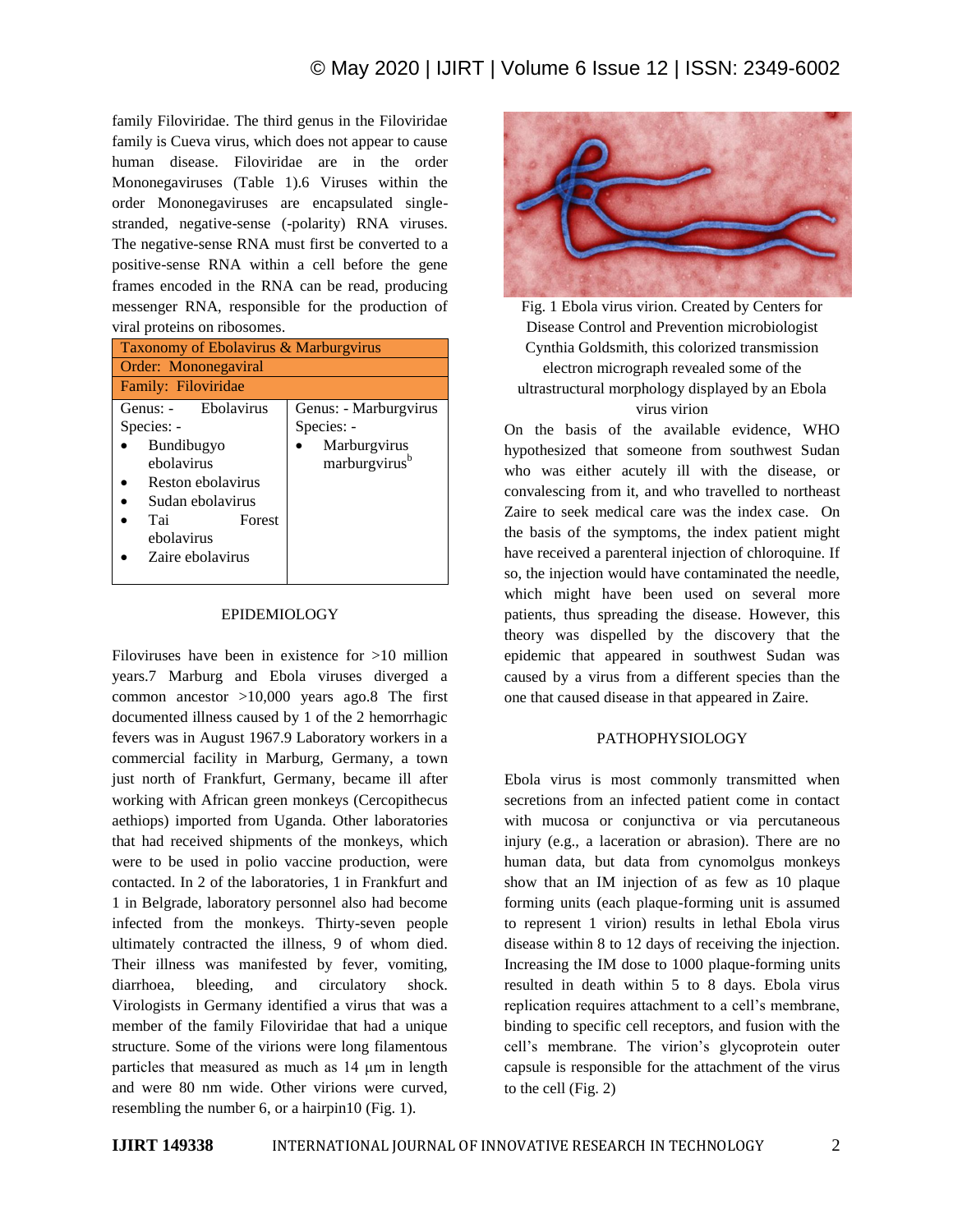family Filoviridae. The third genus in the Filoviridae family is Cueva virus, which does not appear to cause human disease. Filoviridae are in the order Mononegaviruses (Table 1).6 Viruses within the order Mononegaviruses are encapsulated single-stranded, negative-sense (-polarity) RNA viruses. The negative-sense RNA must first be converted to a positive-sense RNA within a cell before the gene frames encoded in the RNA can be read, producing messenger RNA, responsible for the production of viral proteins on ribosomes.

| Taxonomy of Ebolavirus & Marburgvirus | |
|---|---|
| Order: Mononegaviral | |
| Family: Filoviridae | |
| Genus: - Ebolavirus<br>Species: -<br>• Bundibugyo ebolavirus<br>• Reston ebolavirus<br>• Sudan ebolavirus<br>• Tai Forest ebolavirus<br>• Zaire ebolavirus | Genus: - Marburgvirus<br>Species: -<br>• Marburgvirus marburgvirus[b] |

## EPIDEMIOLOGY

Filoviruses have been in existence for >10 million years.7 Marburg and Ebola viruses diverged a common ancestor >10,000 years ago.8 The first documented illness caused by 1 of the 2 hemorrhagic fevers was in August 1967.9 Laboratory workers in a commercial facility in Marburg, Germany, a town just north of Frankfurt, Germany, became ill after working with African green monkeys (Cercopithecus aethiops) imported from Uganda. Other laboratories that had received shipments of the monkeys, which were to be used in polio vaccine production, were contacted. In 2 of the laboratories, 1 in Frankfurt and 1 in Belgrade, laboratory personnel also had become infected from the monkeys. Thirty-seven people ultimately contracted the illness, 9 of whom died. Their illness was manifested by fever, vomiting, diarrhoea, bleeding, and circulatory shock. Virologists in Germany identified a virus that was a member of the family Filoviridae that had a unique structure. Some of the virions were long filamentous particles that measured as much as 14 µm in length and were 80 nm wide. Other virions were curved, resembling the number 6, or a hairpin10 (Fig. 1).

Fig. 1 Ebola virus virion. Created by Centers for Disease Control and Prevention microbiologist Cynthia Goldsmith, this colorized transmission electron micrograph revealed some of the ultrastructural morphology displayed by an Ebola virus virion

On the basis of the available evidence, WHO hypothesized that someone from southwest Sudan who was either acutely ill with the disease, or convalescing from it, and who travelled to northeast Zaire to seek medical care was the index case. On the basis of the symptoms, the index patient might have received a parenteral injection of chloroquine. If so, the injection would have contaminated the needle, which might have been used on several more patients, thus spreading the disease. However, this theory was dispelled by the discovery that the epidemic that appeared in southwest Sudan was caused by a virus from a different species than the one that caused disease in that appeared in Zaire.

## PATHOPHYSIOLOGY

Ebola virus is most commonly transmitted when secretions from an infected patient come in contact with mucosa or conjunctiva or via percutaneous injury (e.g., a laceration or abrasion). There are no human data, but data from cynomolgus monkeys show that an IM injection of as few as 10 plaque forming units (each plaque-forming unit is assumed to represent 1 virion) results in lethal Ebola virus disease within 8 to 12 days of receiving the injection. Increasing the IM dose to 1000 plaque-forming units resulted in death within 5 to 8 days. Ebola virus replication requires attachment to a cell's membrane, binding to specific cell receptors, and fusion with the cell's membrane. The virion's glycoprotein outer capsule is responsible for the attachment of the virus to the cell (Fig. 2)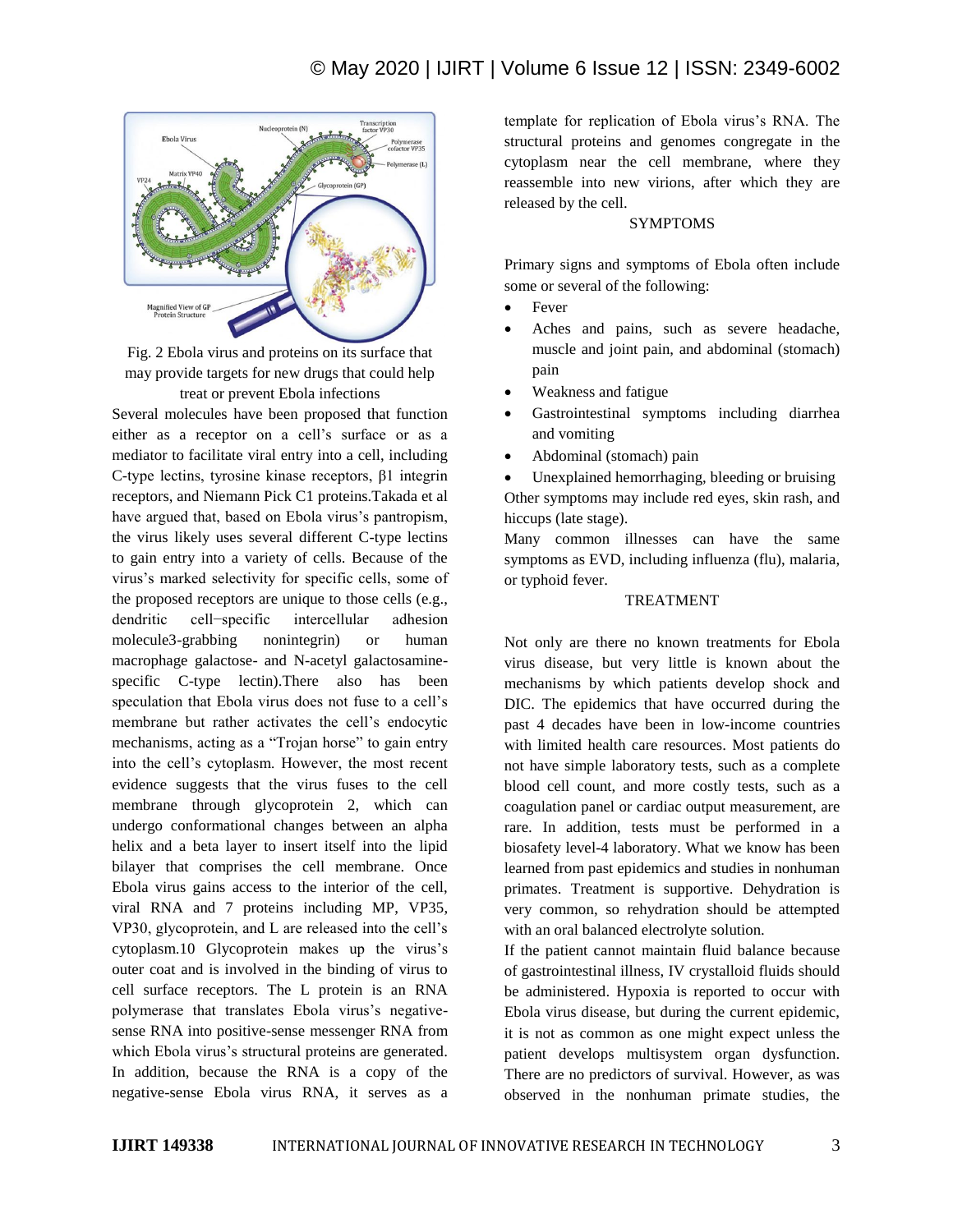Fig. 2 Ebola virus and proteins on its surface that may provide targets for new drugs that could help treat or prevent Ebola infections

Several molecules have been proposed that function either as a receptor on a cell's surface or as a mediator to facilitate viral entry into a cell, including C-type lectins, tyrosine kinase receptors, β1 integrin receptors, and Niemann Pick C1 proteins.Takada et al have argued that, based on Ebola virus's pantropism, the virus likely uses several different C-type lectins to gain entry into a variety of cells. Because of the virus's marked selectivity for specific cells, some of the proposed receptors are unique to those cells (e.g., dendritic cell−specific intercellular adhesion molecule3-grabbing nonintegrin) or human macrophage galactose- and N-acetyl galactosamine-specific C-type lectin).There also has been speculation that Ebola virus does not fuse to a cell's membrane but rather activates the cell's endocytic mechanisms, acting as a "Trojan horse" to gain entry into the cell's cytoplasm. However, the most recent evidence suggests that the virus fuses to the cell membrane through glycoprotein 2, which can undergo conformational changes between an alpha helix and a beta layer to insert itself into the lipid bilayer that comprises the cell membrane. Once Ebola virus gains access to the interior of the cell, viral RNA and 7 proteins including MP, VP35, VP30, glycoprotein, and L are released into the cell's cytoplasm.10 Glycoprotein makes up the virus's outer coat and is involved in the binding of virus to cell surface receptors. The L protein is an RNA polymerase that translates Ebola virus's negative-sense RNA into positive-sense messenger RNA from which Ebola virus's structural proteins are generated. In addition, because the RNA is a copy of the negative-sense Ebola virus RNA, it serves as a template for replication of Ebola virus's RNA. The structural proteins and genomes congregate in the cytoplasm near the cell membrane, where they reassemble into new virions, after which they are released by the cell.

## SYMPTOMS

Primary signs and symptoms of Ebola often include some or several of the following:

- Fever
- Aches and pains, such as severe headache, muscle and joint pain, and abdominal (stomach) pain
- Weakness and fatigue
- Gastrointestinal symptoms including diarrhea and vomiting
- Abdominal (stomach) pain
- Unexplained hemorrhaging, bleeding or bruising

Other symptoms may include red eyes, skin rash, and hiccups (late stage).

Many common illnesses can have the same symptoms as EVD, including influenza (flu), malaria, or typhoid fever.

## TREATMENT

Not only are there no known treatments for Ebola virus disease, but very little is known about the mechanisms by which patients develop shock and DIC. The epidemics that have occurred during the past 4 decades have been in low-income countries with limited health care resources. Most patients do not have simple laboratory tests, such as a complete blood cell count, and more costly tests, such as a coagulation panel or cardiac output measurement, are rare. In addition, tests must be performed in a biosafety level-4 laboratory. What we know has been learned from past epidemics and studies in nonhuman primates. Treatment is supportive. Dehydration is very common, so rehydration should be attempted with an oral balanced electrolyte solution.

If the patient cannot maintain fluid balance because of gastrointestinal illness, IV crystalloid fluids should be administered. Hypoxia is reported to occur with Ebola virus disease, but during the current epidemic, it is not as common as one might expect unless the patient develops multisystem organ dysfunction. There are no predictors of survival. However, as was observed in the nonhuman primate studies, the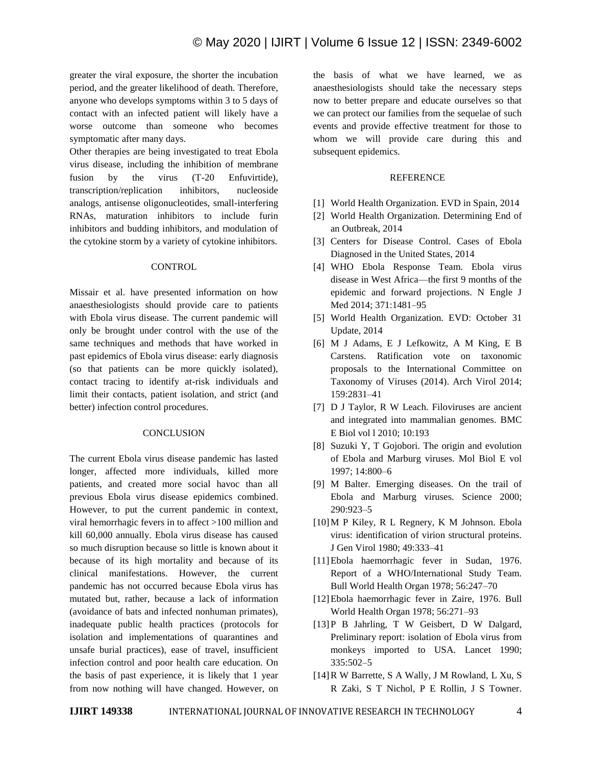greater the viral exposure, the shorter the incubation period, and the greater likelihood of death. Therefore, anyone who develops symptoms within 3 to 5 days of contact with an infected patient will likely have a worse outcome than someone who becomes symptomatic after many days.

Other therapies are being investigated to treat Ebola virus disease, including the inhibition of membrane fusion by the virus (T-20 Enfuvirtide), transcription/replication inhibitors, nucleoside analogs, antisense oligonucleotides, small-interfering RNAs, maturation inhibitors to include furin inhibitors and budding inhibitors, and modulation of the cytokine storm by a variety of cytokine inhibitors.

## CONTROL

Missair et al. have presented information on how anaesthesiologists should provide care to patients with Ebola virus disease. The current pandemic will only be brought under control with the use of the same techniques and methods that have worked in past epidemics of Ebola virus disease: early diagnosis (so that patients can be more quickly isolated), contact tracing to identify at-risk individuals and limit their contacts, patient isolation, and strict (and better) infection control procedures.

## CONCLUSION

The current Ebola virus disease pandemic has lasted longer, affected more individuals, killed more patients, and created more social havoc than all previous Ebola virus disease epidemics combined. However, to put the current pandemic in context, viral hemorrhagic fevers in to affect >100 million and kill 60,000 annually. Ebola virus disease has caused so much disruption because so little is known about it because of its high mortality and because of its clinical manifestations. However, the current pandemic has not occurred because Ebola virus has mutated but, rather, because a lack of information (avoidance of bats and infected nonhuman primates), inadequate public health practices (protocols for isolation and implementations of quarantines and unsafe burial practices), ease of travel, insufficient infection control and poor health care education. On the basis of past experience, it is likely that 1 year from now nothing will have changed. However, on the basis of what we have learned, we as anaesthesiologists should take the necessary steps now to better prepare and educate ourselves so that we can protect our families from the sequelae of such events and provide effective treatment for those to whom we will provide care during this and subsequent epidemics.

## REFERENCE

[1] World Health Organization. EVD in Spain, 2014

[2] World Health Organization. Determining End of an Outbreak, 2014

[3] Centers for Disease Control. Cases of Ebola Diagnosed in the United States, 2014

[4] WHO Ebola Response Team. Ebola virus disease in West Africa—the first 9 months of the epidemic and forward projections. N Engle J Med 2014; 371:1481–95

[5] World Health Organization. EVD: October 31 Update, 2014

[6] M J Adams, E J Lefkowitz, A M King, E B Carstens. Ratification vote on taxonomic proposals to the International Committee on Taxonomy of Viruses (2014). Arch Virol 2014; 159:2831–41

[7] D J Taylor, R W Leach. Filoviruses are ancient and integrated into mammalian genomes. BMC E Biol vol l 2010; 10:193

[8] Suzuki Y, T Gojobori. The origin and evolution of Ebola and Marburg viruses. Mol Biol E vol 1997; 14:800–6

[9] M Balter. Emerging diseases. On the trail of Ebola and Marburg viruses. Science 2000; 290:923–5

[10] M P Kiley, R L Regnery, K M Johnson. Ebola virus: identification of virion structural proteins. J Gen Virol 1980; 49:333–41

[11] Ebola haemorrhagic fever in Sudan, 1976. Report of a WHO/International Study Team. Bull World Health Organ 1978; 56:247–70

[12] Ebola haemorrhagic fever in Zaire, 1976. Bull World Health Organ 1978; 56:271–93

[13] P B Jahrling, T W Geisbert, D W Dalgard, Preliminary report: isolation of Ebola virus from monkeys imported to USA. Lancet 1990; 335:502–5

[14] R W Barrette, S A Wally, J M Rowland, L Xu, S R Zaki, S T Nichol, P E Rollin, J S Towner.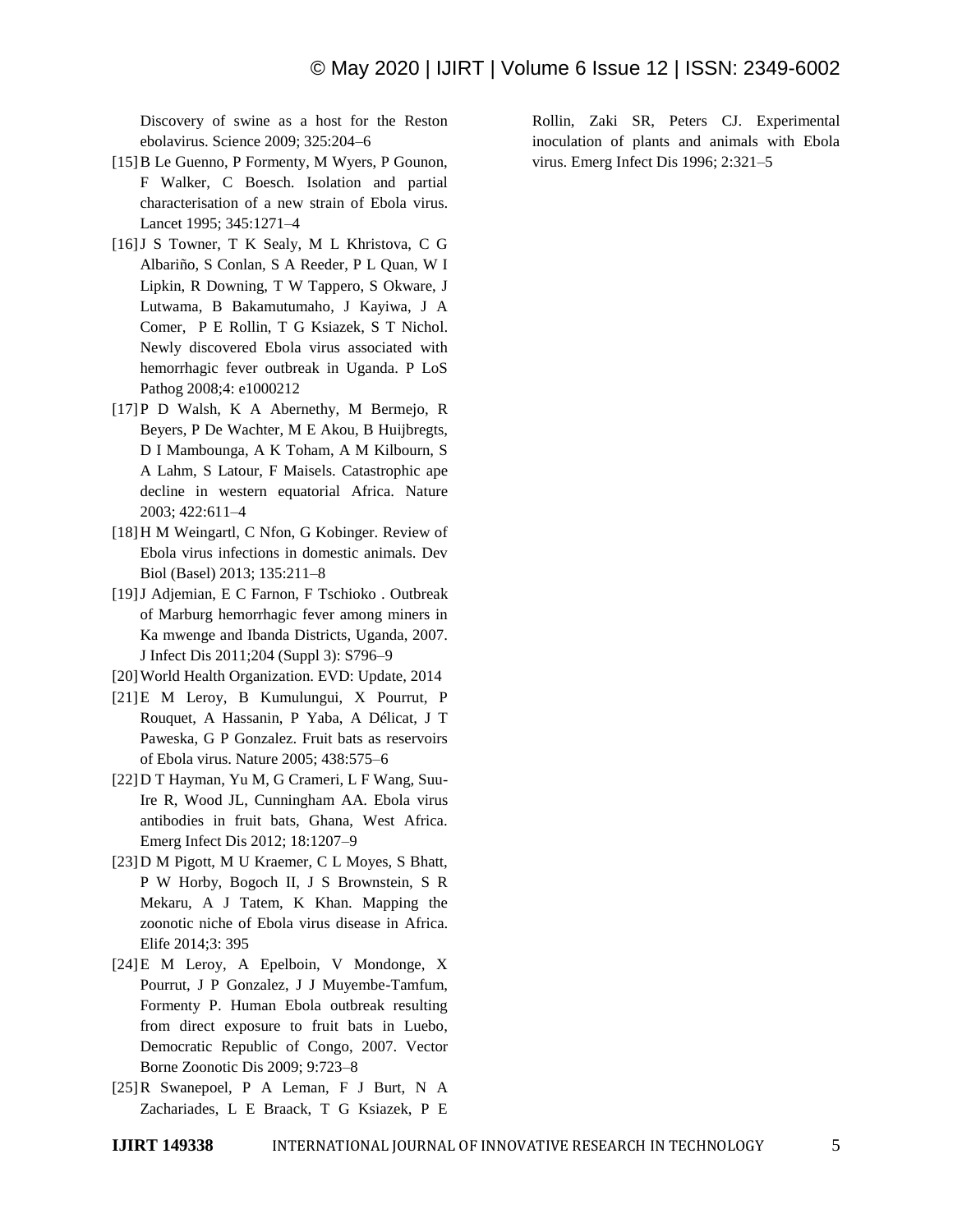Discovery of swine as a host for the Reston ebolavirus. Science 2009; 325:204–6

[15] B Le Guenno, P Formenty, M Wyers, P Gounon, F Walker, C Boesch. Isolation and partial characterisation of a new strain of Ebola virus. Lancet 1995; 345:1271–4

[16] J S Towner, T K Sealy, M L Khristova, C G Albariño, S Conlan, S A Reeder, P L Quan, W I Lipkin, R Downing, T W Tappero, S Okware, J Lutwama, B Bakamutumaho, J Kayiwa, J A Comer, P E Rollin, T G Ksiazek, S T Nichol. Newly discovered Ebola virus associated with hemorrhagic fever outbreak in Uganda. P LoS Pathog 2008;4: e1000212

[17] P D Walsh, K A Abernethy, M Bermejo, R Beyers, P De Wachter, M E Akou, B Huijbregts, D I Mambounga, A K Toham, A M Kilbourn, S A Lahm, S Latour, F Maisels. Catastrophic ape decline in western equatorial Africa. Nature 2003; 422:611–4

[18] H M Weingartl, C Nfon, G Kobinger. Review of Ebola virus infections in domestic animals. Dev Biol (Basel) 2013; 135:211–8

[19] J Adjemian, E C Farnon, F Tschioko . Outbreak of Marburg hemorrhagic fever among miners in Ka mwenge and Ibanda Districts, Uganda, 2007. J Infect Dis 2011;204 (Suppl 3): S796–9

[20] World Health Organization. EVD: Update, 2014

[21] E M Leroy, B Kumulungui, X Pourrut, P Rouquet, A Hassanin, P Yaba, A Délicat, J T Paweska, G P Gonzalez. Fruit bats as reservoirs of Ebola virus. Nature 2005; 438:575–6

[22] D T Hayman, Yu M, G Crameri, L F Wang, Suu-Ire R, Wood JL, Cunningham AA. Ebola virus antibodies in fruit bats, Ghana, West Africa. Emerg Infect Dis 2012; 18:1207–9

[23] D M Pigott, M U Kraemer, C L Moyes, S Bhatt, P W Horby, Bogoch II, J S Brownstein, S R Mekaru, A J Tatem, K Khan. Mapping the zoonotic niche of Ebola virus disease in Africa. Elife 2014;3: 395

[24] E M Leroy, A Epelboin, V Mondonge, X Pourrut, J P Gonzalez, J J Muyembe-Tamfum, Formenty P. Human Ebola outbreak resulting from direct exposure to fruit bats in Luebo, Democratic Republic of Congo, 2007. Vector Borne Zoonotic Dis 2009; 9:723–8

[25] R Swanepoel, P A Leman, F J Burt, N A Zachariades, L E Braack, T G Ksiazek, P E Rollin, Zaki SR, Peters CJ. Experimental inoculation of plants and animals with Ebola virus. Emerg Infect Dis 1996; 2:321–5